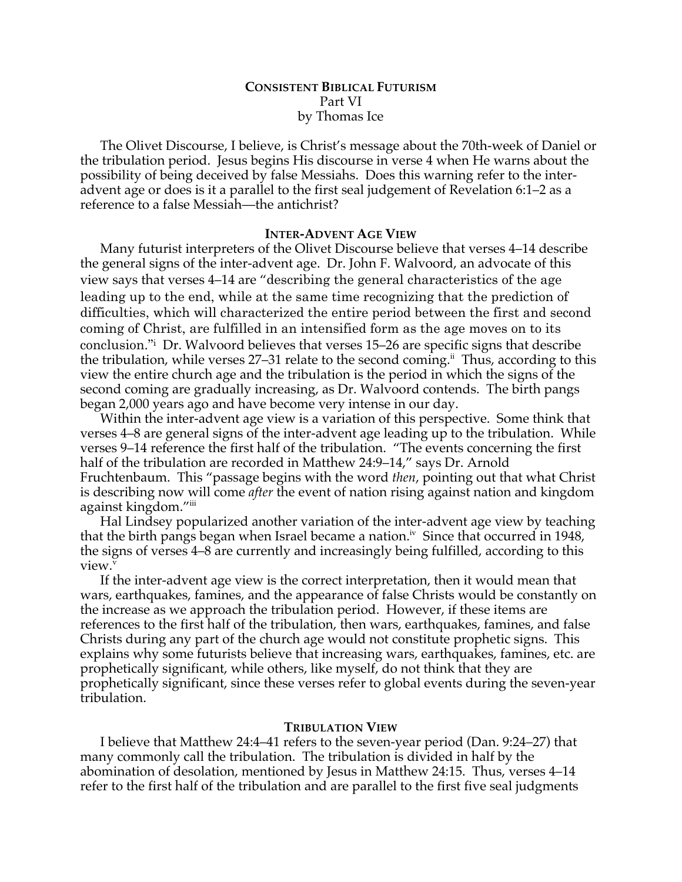**CONSISTENT BIBLICAL FUTURISM**
Part VI
by Thomas Ice

The Olivet Discourse, I believe, is Christ's message about the 70th-week of Daniel or the tribulation period. Jesus begins His discourse in verse 4 when He warns about the possibility of being deceived by false Messiahs. Does this warning refer to the inter-advent age or does is it a parallel to the first seal judgement of Revelation 6:1–2 as a reference to a false Messiah—the antichrist?

## INTER-ADVENT AGE VIEW

Many futurist interpreters of the Olivet Discourse believe that verses 4–14 describe the general signs of the inter-advent age. Dr. John F. Walvoord, an advocate of this view says that verses 4–14 are "describing the general characteristics of the age leading up to the end, while at the same time recognizing that the prediction of difficulties, which will characterized the entire period between the first and second coming of Christ, are fulfilled in an intensified form as the age moves on to its conclusion."[i] Dr. Walvoord believes that verses 15–26 are specific signs that describe the tribulation, while verses 27–31 relate to the second coming.[ii] Thus, according to this view the entire church age and the tribulation is the period in which the signs of the second coming are gradually increasing, as Dr. Walvoord contends. The birth pangs began 2,000 years ago and have become very intense in our day.

Within the inter-advent age view is a variation of this perspective. Some think that verses 4–8 are general signs of the inter-advent age leading up to the tribulation. While verses 9–14 reference the first half of the tribulation. "The events concerning the first half of the tribulation are recorded in Matthew 24:9–14," says Dr. Arnold Fruchtenbaum. This "passage begins with the word *then*, pointing out that what Christ is describing now will come *after* the event of nation rising against nation and kingdom against kingdom."[iii]

Hal Lindsey popularized another variation of the inter-advent age view by teaching that the birth pangs began when Israel became a nation.[iv] Since that occurred in 1948, the signs of verses 4–8 are currently and increasingly being fulfilled, according to this view.[v]

If the inter-advent age view is the correct interpretation, then it would mean that wars, earthquakes, famines, and the appearance of false Christs would be constantly on the increase as we approach the tribulation period. However, if these items are references to the first half of the tribulation, then wars, earthquakes, famines, and false Christs during any part of the church age would not constitute prophetic signs. This explains why some futurists believe that increasing wars, earthquakes, famines, etc. are prophetically significant, while others, like myself, do not think that they are prophetically significant, since these verses refer to global events during the seven-year tribulation.

## TRIBULATION VIEW

I believe that Matthew 24:4–41 refers to the seven-year period (Dan. 9:24–27) that many commonly call the tribulation. The tribulation is divided in half by the abomination of desolation, mentioned by Jesus in Matthew 24:15. Thus, verses 4–14 refer to the first half of the tribulation and are parallel to the first five seal judgments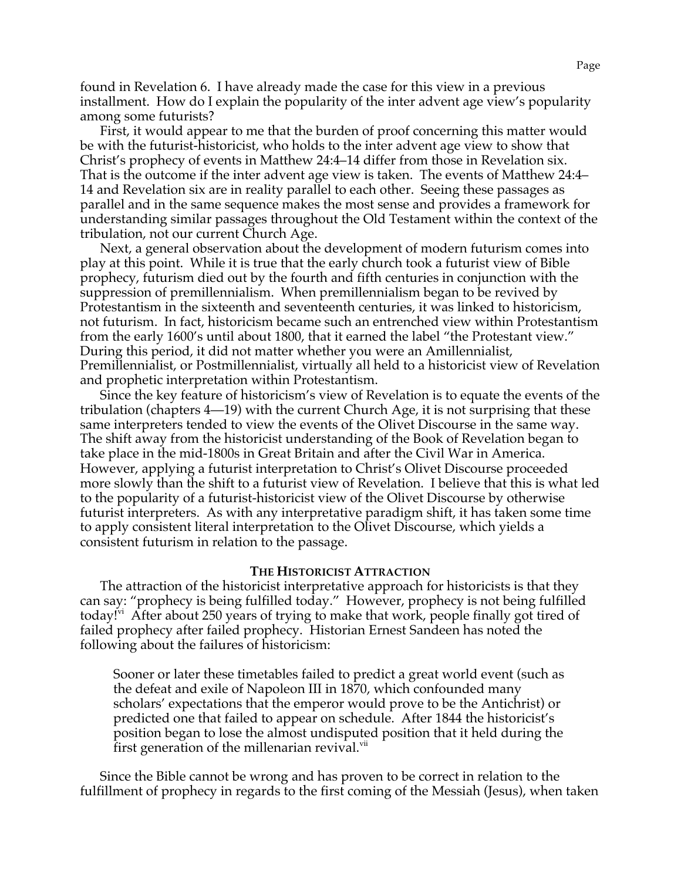found in Revelation 6. I have already made the case for this view in a previous installment. How do I explain the popularity of the inter advent age view's popularity among some futurists?

First, it would appear to me that the burden of proof concerning this matter would be with the futurist-historicist, who holds to the inter advent age view to show that Christ's prophecy of events in Matthew 24:4–14 differ from those in Revelation six. That is the outcome if the inter advent age view is taken. The events of Matthew 24:4–14 and Revelation six are in reality parallel to each other. Seeing these passages as parallel and in the same sequence makes the most sense and provides a framework for understanding similar passages throughout the Old Testament within the context of the tribulation, not our current Church Age.

Next, a general observation about the development of modern futurism comes into play at this point. While it is true that the early church took a futurist view of Bible prophecy, futurism died out by the fourth and fifth centuries in conjunction with the suppression of premillennialism. When premillennialism began to be revived by Protestantism in the sixteenth and seventeenth centuries, it was linked to historicism, not futurism. In fact, historicism became such an entrenched view within Protestantism from the early 1600's until about 1800, that it earned the label "the Protestant view." During this period, it did not matter whether you were an Amillennialist, Premillennialist, or Postmillennialist, virtually all held to a historicist view of Revelation and prophetic interpretation within Protestantism.

Since the key feature of historicism's view of Revelation is to equate the events of the tribulation (chapters 4—19) with the current Church Age, it is not surprising that these same interpreters tended to view the events of the Olivet Discourse in the same way. The shift away from the historicist understanding of the Book of Revelation began to take place in the mid-1800s in Great Britain and after the Civil War in America. However, applying a futurist interpretation to Christ's Olivet Discourse proceeded more slowly than the shift to a futurist view of Revelation. I believe that this is what led to the popularity of a futurist-historicist view of the Olivet Discourse by otherwise futurist interpreters. As with any interpretative paradigm shift, it has taken some time to apply consistent literal interpretation to the Olivet Discourse, which yields a consistent futurism in relation to the passage.

## The Historicist Attraction

The attraction of the historicist interpretative approach for historicists is that they can say: "prophecy is being fulfilled today." However, prophecy is not being fulfilled today![vi] After about 250 years of trying to make that work, people finally got tired of failed prophecy after failed prophecy. Historian Ernest Sandeen has noted the following about the failures of historicism:

> Sooner or later these timetables failed to predict a great world event (such as the defeat and exile of Napoleon III in 1870, which confounded many scholars' expectations that the emperor would prove to be the Antichrist) or predicted one that failed to appear on schedule. After 1844 the historicist's position began to lose the almost undisputed position that it held during the first generation of the millenarian revival.[vii]

Since the Bible cannot be wrong and has proven to be correct in relation to the fulfillment of prophecy in regards to the first coming of the Messiah (Jesus), when taken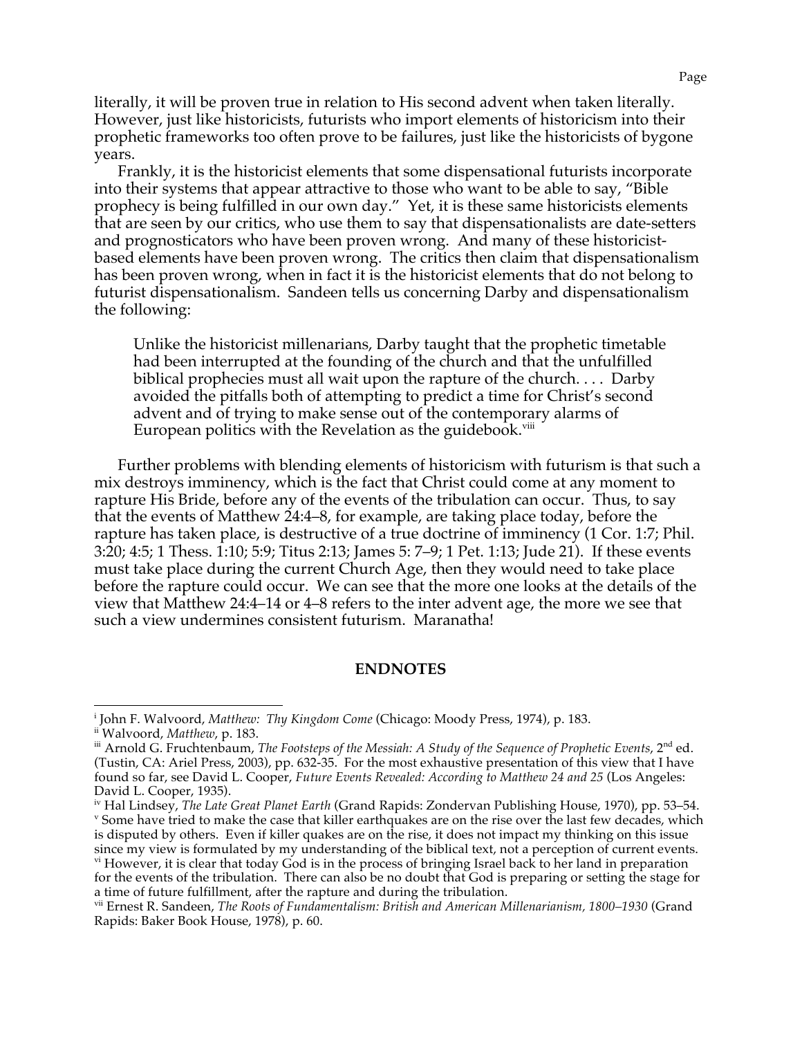literally, it will be proven true in relation to His second advent when taken literally. However, just like historicists, futurists who import elements of historicism into their prophetic frameworks too often prove to be failures, just like the historicists of bygone years.

Frankly, it is the historicist elements that some dispensational futurists incorporate into their systems that appear attractive to those who want to be able to say, "Bible prophecy is being fulfilled in our own day." Yet, it is these same historicists elements that are seen by our critics, who use them to say that dispensationalists are date-setters and prognosticators who have been proven wrong. And many of these historicist-based elements have been proven wrong. The critics then claim that dispensationalism has been proven wrong, when in fact it is the historicist elements that do not belong to futurist dispensationalism. Sandeen tells us concerning Darby and dispensationalism the following:

> Unlike the historicist millenarians, Darby taught that the prophetic timetable had been interrupted at the founding of the church and that the unfulfilled biblical prophecies must all wait upon the rapture of the church. . . . Darby avoided the pitfalls both of attempting to predict a time for Christ's second advent and of trying to make sense out of the contemporary alarms of European politics with the Revelation as the guidebook.[viii]

Further problems with blending elements of historicism with futurism is that such a mix destroys imminency, which is the fact that Christ could come at any moment to rapture His Bride, before any of the events of the tribulation can occur. Thus, to say that the events of Matthew 24:4–8, for example, are taking place today, before the rapture has taken place, is destructive of a true doctrine of imminency (1 Cor. 1:7; Phil. 3:20; 4:5; 1 Thess. 1:10; 5:9; Titus 2:13; James 5: 7–9; 1 Pet. 1:13; Jude 21). If these events must take place during the current Church Age, then they would need to take place before the rapture could occur. We can see that the more one looks at the details of the view that Matthew 24:4–14 or 4–8 refers to the inter advent age, the more we see that such a view undermines consistent futurism. Maranatha!

## ENDNOTES

[i] John F. Walvoord, *Matthew: Thy Kingdom Come* (Chicago: Moody Press, 1974), p. 183.

[ii] Walvoord, *Matthew*, p. 183.

[iii] Arnold G. Fruchtenbaum, *The Footsteps of the Messiah: A Study of the Sequence of Prophetic Events*, 2nd ed. (Tustin, CA: Ariel Press, 2003), pp. 632-35. For the most exhaustive presentation of this view that I have found so far, see David L. Cooper, *Future Events Revealed: According to Matthew 24 and 25* (Los Angeles: David L. Cooper, 1935).

[iv] Hal Lindsey, *The Late Great Planet Earth* (Grand Rapids: Zondervan Publishing House, 1970), pp. 53–54.

[v] Some have tried to make the case that killer earthquakes are on the rise over the last few decades, which is disputed by others. Even if killer quakes are on the rise, it does not impact my thinking on this issue since my view is formulated by my understanding of the biblical text, not a perception of current events.

[vi] However, it is clear that today God is in the process of bringing Israel back to her land in preparation for the events of the tribulation. There can also be no doubt that God is preparing or setting the stage for a time of future fulfillment, after the rapture and during the tribulation.

[vii] Ernest R. Sandeen, *The Roots of Fundamentalism: British and American Millenarianism, 1800–1930* (Grand Rapids: Baker Book House, 1978), p. 60.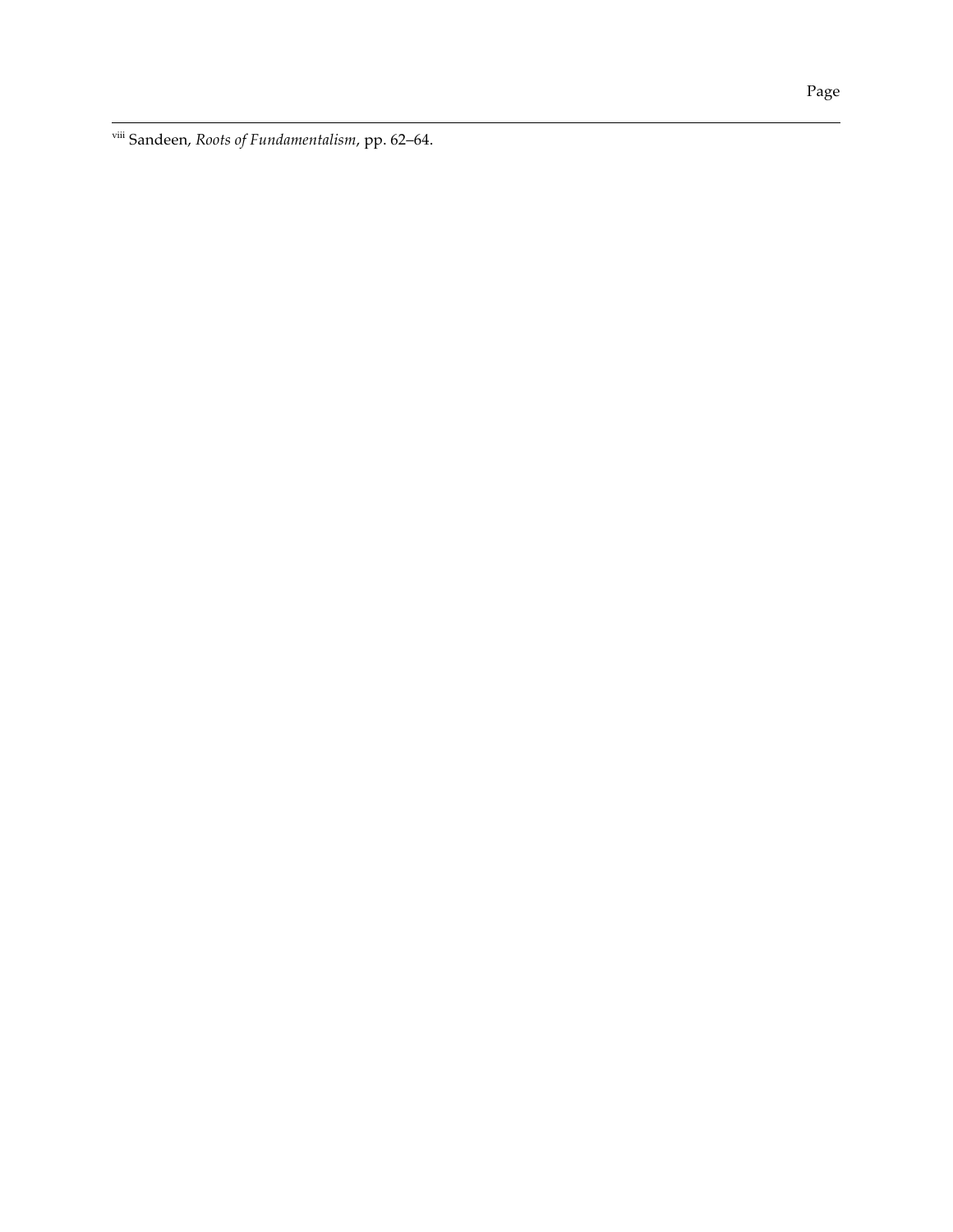[viii] Sandeen, *Roots of Fundamentalism*, pp. 62–64.